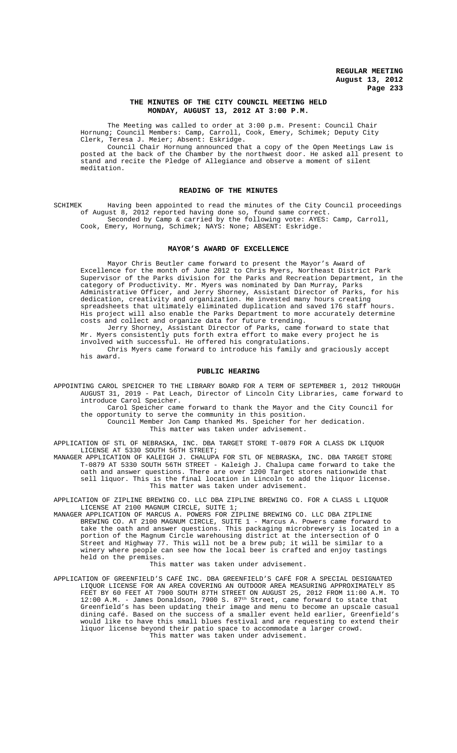# THE MINUTES OF THE CITY COUNCIL MEETING HELD MONDAY, AUGUST 13, 2012 AT 3:00 P.M.

The Meeting was called to order at 3:00 p.m. Present: Council Chair Hornung; Council Members: Camp, Carroll, Cook, Emery, Schimek; Deputy City Clerk, Teresa J. Meier; Absent: Eskridge.

Council Chair Hornung announced that a copy of the Open Meetings Law is posted at the back of the Chamber by the northwest door. He asked all present to stand and recite the Pledge of Allegiance and observe a moment of silent meditation.

## READING OF THE MINUTES

SCHIMEK Having been appointed to read the minutes of the City Council proceedings of August 8, 2012 reported having done so, found same correct.

Seconded by Camp & carried by the following vote: AYES: Camp, Carroll, Cook, Emery, Hornung, Schimek; NAYS: None; ABSENT: Eskridge.

## MAYOR'S AWARD OF EXCELLENCE

Mayor Chris Beutler came forward to present the Mayor's Award of Excellence for the month of June 2012 to Chris Myers, Northeast District Park Supervisor of the Parks division for the Parks and Recreation Department, in the category of Productivity. Mr. Myers was nominated by Dan Murray, Parks Administrative Officer, and Jerry Shorney, Assistant Director of Parks, for his dedication, creativity and organization. He invested many hours creating spreadsheets that ultimately eliminated duplication and saved 176 staff hours. His project will also enable the Parks Department to more accurately determine costs and collect and organize data for future trending.

Jerry Shorney, Assistant Director of Parks, came forward to state that Mr. Myers consistently puts forth extra effort to make every project he is involved with successful. He offered his congratulations.

Chris Myers came forward to introduce his family and graciously accept his award.

## PUBLIC HEARING

APPOINTING CAROL SPEICHER TO THE LIBRARY BOARD FOR A TERM OF SEPTEMBER 1, 2012 THROUGH AUGUST 31, 2019 - Pat Leach, Director of Lincoln City Libraries, came forward to introduce Carol Speicher.

Carol Speicher came forward to thank the Mayor and the City Council for the opportunity to serve the community in this position.

Council Member Jon Camp thanked Ms. Speicher for her dedication.

This matter was taken under advisement.

APPLICATION OF STL OF NEBRASKA, INC. DBA TARGET STORE T-0879 FOR A CLASS DK LIQUOR LICENSE AT 5330 SOUTH 56TH STREET;

MANAGER APPLICATION OF KALEIGH J. CHALUPA FOR STL OF NEBRASKA, INC. DBA TARGET STORE T-0879 AT 5330 SOUTH 56TH STREET - Kaleigh J. Chalupa came forward to take the oath and answer questions. There are over 1200 Target stores nationwide that sell liquor. This is the final location in Lincoln to add the liquor license.

This matter was taken under advisement.

APPLICATION OF ZIPLINE BREWING CO. LLC DBA ZIPLINE BREWING CO. FOR A CLASS L LIQUOR LICENSE AT 2100 MAGNUM CIRCLE, SUITE 1;

MANAGER APPLICATION OF MARCUS A. POWERS FOR ZIPLINE BREWING CO. LLC DBA ZIPLINE BREWING CO. AT 2100 MAGNUM CIRCLE, SUITE 1 - Marcus A. Powers came forward to take the oath and answer questions. This packaging microbrewery is located in a portion of the Magnum Circle warehousing district at the intersection of O Street and Highway 77. This will not be a brew pub; it will be similar to a winery where people can see how the local beer is crafted and enjoy tastings held on the premises.

This matter was taken under advisement.

APPLICATION OF GREENFIELD'S CAFÉ INC. DBA GREENFIELD'S CAFÉ FOR A SPECIAL DESIGNATED LIQUOR LICENSE FOR AN AREA COVERING AN OUTDOOR AREA MEASURING APPROXIMATELY 85 FEET BY 60 FEET AT 7900 SOUTH 87TH STREET ON AUGUST 25, 2012 FROM 11:00 A.M. TO 12:00 A.M. - James Donaldson, 7900 S. 87th Street, came forward to state that Greenfield's has been updating their image and menu to become an upscale casual dining café. Based on the success of a smaller event held earlier, Greenfield's would like to have this small blues festival and are requesting to extend their liquor license beyond their patio space to accommodate a larger crowd.

This matter was taken under advisement.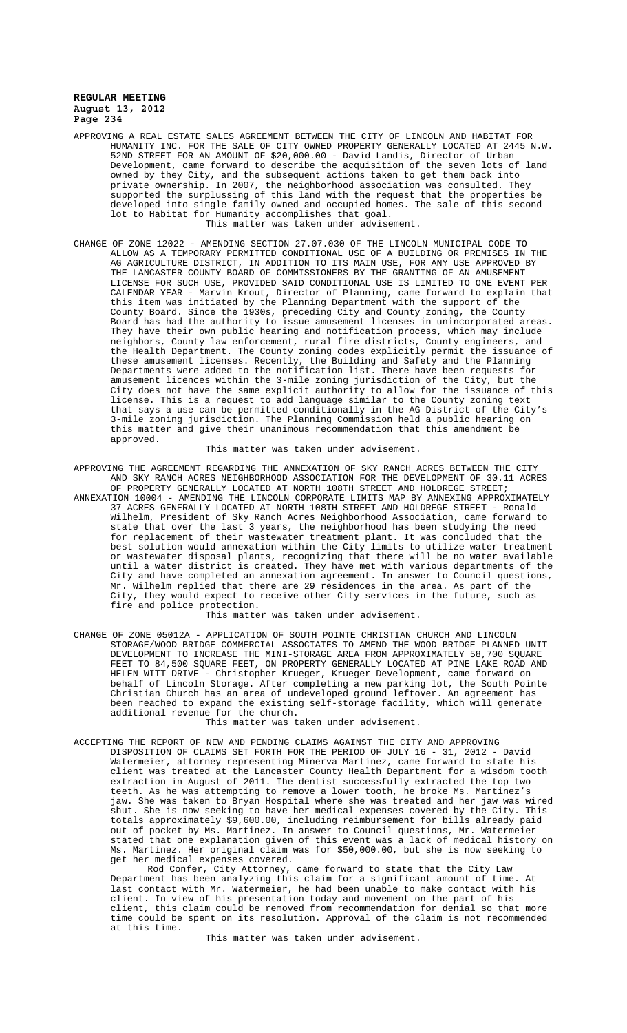APPROVING A REAL ESTATE SALES AGREEMENT BETWEEN THE CITY OF LINCOLN AND HABITAT FOR HUMANITY INC. FOR THE SALE OF CITY OWNED PROPERTY GENERALLY LOCATED AT 2445 N.W. 52ND STREET FOR AN AMOUNT OF $20,000.00 - David Landis, Director of Urban Development, came forward to describe the acquisition of the seven lots of land owned by they City, and the subsequent actions taken to get them back into private ownership. In 2007, the neighborhood association was consulted. They supported the surplussing of this land with the request that the properties be developed into single family owned and occupied homes. The sale of this second lot to Habitat for Humanity accomplishes that goal.

This matter was taken under advisement.

CHANGE OF ZONE 12022 - AMENDING SECTION 27.07.030 OF THE LINCOLN MUNICIPAL CODE TO ALLOW AS A TEMPORARY PERMITTED CONDITIONAL USE OF A BUILDING OR PREMISES IN THE AG AGRICULTURE DISTRICT, IN ADDITION TO ITS MAIN USE, FOR ANY USE APPROVED BY THE LANCASTER COUNTY BOARD OF COMMISSIONERS BY THE GRANTING OF AN AMUSEMENT LICENSE FOR SUCH USE, PROVIDED SAID CONDITIONAL USE IS LIMITED TO ONE EVENT PER CALENDAR YEAR - Marvin Krout, Director of Planning, came forward to explain that this item was initiated by the Planning Department with the support of the County Board. Since the 1930s, preceding City and County zoning, the County Board has had the authority to issue amusement licenses in unincorporated areas. They have their own public hearing and notification process, which may include neighbors, County law enforcement, rural fire districts, County engineers, and the Health Department. The County zoning codes explicitly permit the issuance of these amusement licenses. Recently, the Building and Safety and the Planning Departments were added to the notification list. There have been requests for amusement licences within the 3-mile zoning jurisdiction of the City, but the City does not have the same explicit authority to allow for the issuance of this license. This is a request to add language similar to the County zoning text that says a use can be permitted conditionally in the AG District of the City's 3-mile zoning jurisdiction. The Planning Commission held a public hearing on this matter and give their unanimous recommendation that this amendment be approved.

This matter was taken under advisement.

APPROVING THE AGREEMENT REGARDING THE ANNEXATION OF SKY RANCH ACRES BETWEEN THE CITY AND SKY RANCH ACRES NEIGHBORHOOD ASSOCIATION FOR THE DEVELOPMENT OF 30.11 ACRES OF PROPERTY GENERALLY LOCATED AT NORTH 108TH STREET AND HOLDREGE STREET;

ANNEXATION 10004 - AMENDING THE LINCOLN CORPORATE LIMITS MAP BY ANNEXING APPROXIMATELY 37 ACRES GENERALLY LOCATED AT NORTH 108TH STREET AND HOLDREGE STREET - Ronald Wilhelm, President of Sky Ranch Acres Neighborhood Association, came forward to state that over the last 3 years, the neighborhood has been studying the need for replacement of their wastewater treatment plant. It was concluded that the best solution would annexation within the City limits to utilize water treatment or wastewater disposal plants, recognizing that there will be no water available until a water district is created. They have met with various departments of the City and have completed an annexation agreement. In answer to Council questions, Mr. Wilhelm replied that there are 29 residences in the area. As part of the City, they would expect to receive other City services in the future, such as fire and police protection.

This matter was taken under advisement.

CHANGE OF ZONE 05012A - APPLICATION OF SOUTH POINTE CHRISTIAN CHURCH AND LINCOLN STORAGE/WOOD BRIDGE COMMERCIAL ASSOCIATES TO AMEND THE WOOD BRIDGE PLANNED UNIT DEVELOPMENT TO INCREASE THE MINI-STORAGE AREA FROM APPROXIMATELY 58,700 SQUARE FEET TO 84,500 SQUARE FEET, ON PROPERTY GENERALLY LOCATED AT PINE LAKE ROAD AND HELEN WITT DRIVE - Christopher Krueger, Krueger Development, came forward on behalf of Lincoln Storage. After completing a new parking lot, the South Pointe Christian Church has an area of undeveloped ground leftover. An agreement has been reached to expand the existing self-storage facility, which will generate additional revenue for the church.

This matter was taken under advisement.

ACCEPTING THE REPORT OF NEW AND PENDING CLAIMS AGAINST THE CITY AND APPROVING DISPOSITION OF CLAIMS SET FORTH FOR THE PERIOD OF JULY 16 - 31, 2012 - David Watermeier, attorney representing Minerva Martinez, came forward to state his client was treated at the Lancaster County Health Department for a wisdom tooth extraction in August of 2011. The dentist successfully extracted the top two teeth. As he was attempting to remove a lower tooth, he broke Ms. Martinez's jaw. She was taken to Bryan Hospital where she was treated and her jaw was wired shut. She is now seeking to have her medical expenses covered by the City. This totals approximately $9,600.00, including reimbursement for bills already paid out of pocket by Ms. Martinez. In answer to Council questions, Mr. Watermeier stated that one explanation given of this event was a lack of medical history on Ms. Martinez. Her original claim was for $50,000.00, but she is now seeking to get her medical expenses covered.

Rod Confer, City Attorney, came forward to state that the City Law Department has been analyzing this claim for a significant amount of time. At last contact with Mr. Watermeier, he had been unable to make contact with his client. In view of his presentation today and movement on the part of his client, this claim could be removed from recommendation for denial so that more time could be spent on its resolution. Approval of the claim is not recommended at this time.

This matter was taken under advisement.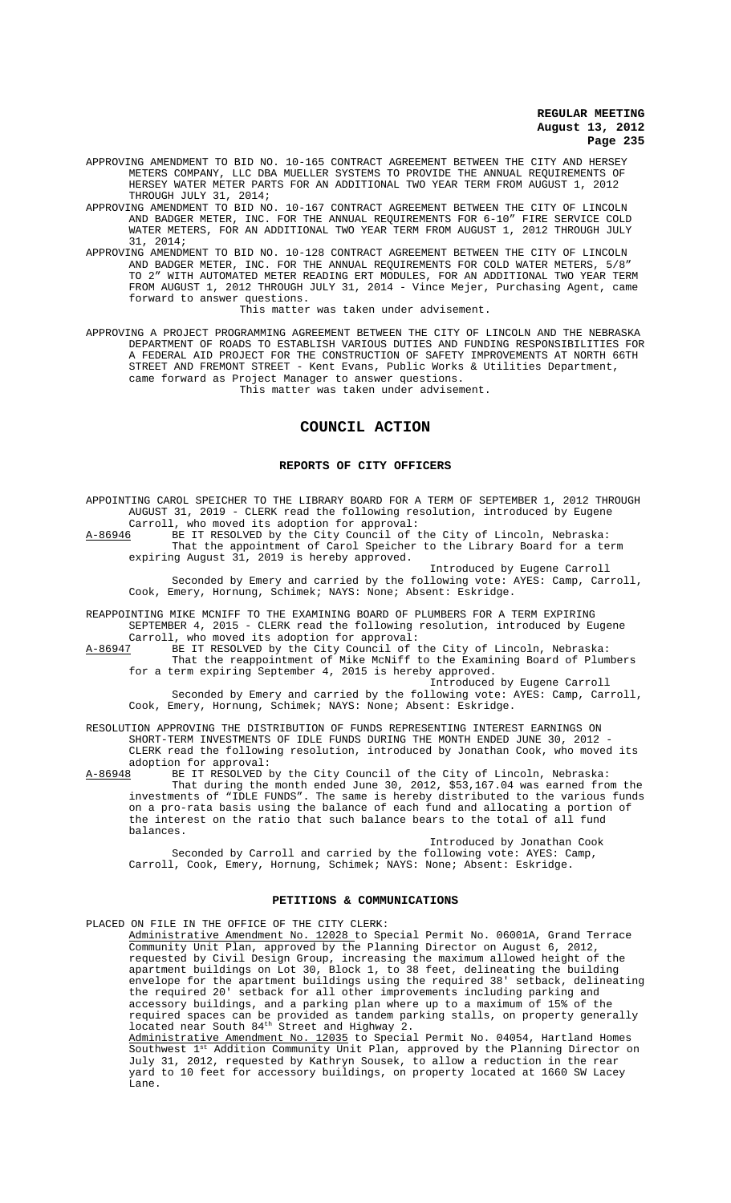APPROVING AMENDMENT TO BID NO. 10-165 CONTRACT AGREEMENT BETWEEN THE CITY AND HERSEY METERS COMPANY, LLC DBA MUELLER SYSTEMS TO PROVIDE THE ANNUAL REQUIREMENTS OF HERSEY WATER METER PARTS FOR AN ADDITIONAL TWO YEAR TERM FROM AUGUST 1, 2012 THROUGH JULY 31, 2014;

APPROVING AMENDMENT TO BID NO. 10-167 CONTRACT AGREEMENT BETWEEN THE CITY OF LINCOLN AND BADGER METER, INC. FOR THE ANNUAL REQUIREMENTS FOR 6-10" FIRE SERVICE COLD WATER METERS, FOR AN ADDITIONAL TWO YEAR TERM FROM AUGUST 1, 2012 THROUGH JULY 31, 2014;

APPROVING AMENDMENT TO BID NO. 10-128 CONTRACT AGREEMENT BETWEEN THE CITY OF LINCOLN AND BADGER METER, INC. FOR THE ANNUAL REQUIREMENTS FOR COLD WATER METERS, 5/8" TO 2" WITH AUTOMATED METER READING ERT MODULES, FOR AN ADDITIONAL TWO YEAR TERM FROM AUGUST 1, 2012 THROUGH JULY 31, 2014 - Vince Mejer, Purchasing Agent, came forward to answer questions.

This matter was taken under advisement.

APPROVING A PROJECT PROGRAMMING AGREEMENT BETWEEN THE CITY OF LINCOLN AND THE NEBRASKA DEPARTMENT OF ROADS TO ESTABLISH VARIOUS DUTIES AND FUNDING RESPONSIBILITIES FOR A FEDERAL AID PROJECT FOR THE CONSTRUCTION OF SAFETY IMPROVEMENTS AT NORTH 66TH STREET AND FREMONT STREET - Kent Evans, Public Works & Utilities Department, came forward as Project Manager to answer questions.

This matter was taken under advisement.

# COUNCIL ACTION

## REPORTS OF CITY OFFICERS

APPOINTING CAROL SPEICHER TO THE LIBRARY BOARD FOR A TERM OF SEPTEMBER 1, 2012 THROUGH AUGUST 31, 2019 - CLERK read the following resolution, introduced by Eugene Carroll, who moved its adoption for approval:

A-86946 BE IT RESOLVED by the City Council of the City of Lincoln, Nebraska:

That the appointment of Carol Speicher to the Library Board for a term expiring August 31, 2019 is hereby approved.

Introduced by Eugene Carroll

Seconded by Emery and carried by the following vote: AYES: Camp, Carroll, Cook, Emery, Hornung, Schimek; NAYS: None; Absent: Eskridge.

REAPPOINTING MIKE MCNIFF TO THE EXAMINING BOARD OF PLUMBERS FOR A TERM EXPIRING SEPTEMBER 4, 2015 - CLERK read the following resolution, introduced by Eugene Carroll, who moved its adoption for approval:

A-86947 BE IT RESOLVED by the City Council of the City of Lincoln, Nebraska:

That the reappointment of Mike McNiff to the Examining Board of Plumbers for a term expiring September 4, 2015 is hereby approved.

Introduced by Eugene Carroll

Seconded by Emery and carried by the following vote: AYES: Camp, Carroll, Cook, Emery, Hornung, Schimek; NAYS: None; Absent: Eskridge.

RESOLUTION APPROVING THE DISTRIBUTION OF FUNDS REPRESENTING INTEREST EARNINGS ON SHORT-TERM INVESTMENTS OF IDLE FUNDS DURING THE MONTH ENDED JUNE 30, 2012 - CLERK read the following resolution, introduced by Jonathan Cook, who moved its adoption for approval:

A-86948 BE IT RESOLVED by the City Council of the City of Lincoln, Nebraska:

That during the month ended June 30, 2012, $53,167.04 was earned from the investments of "IDLE FUNDS". The same is hereby distributed to the various funds on a pro-rata basis using the balance of each fund and allocating a portion of the interest on the ratio that such balance bears to the total of all fund balances.

Introduced by Jonathan Cook

Seconded by Carroll and carried by the following vote: AYES: Camp, Carroll, Cook, Emery, Hornung, Schimek; NAYS: None; Absent: Eskridge.

## PETITIONS & COMMUNICATIONS

PLACED ON FILE IN THE OFFICE OF THE CITY CLERK:

Administrative Amendment No. 12028 to Special Permit No. 06001A, Grand Terrace Community Unit Plan, approved by the Planning Director on August 6, 2012, requested by Civil Design Group, increasing the maximum allowed height of the apartment buildings on Lot 30, Block 1, to 38 feet, delineating the building envelope for the apartment buildings using the required 38' setback, delineating the required 20' setback for all other improvements including parking and accessory buildings, and a parking plan where up to a maximum of 15% of the required spaces can be provided as tandem parking stalls, on property generally located near South 84th Street and Highway 2.

Administrative Amendment No. 12035 to Special Permit No. 04054, Hartland Homes Southwest 1st Addition Community Unit Plan, approved by the Planning Director on July 31, 2012, requested by Kathryn Sousek, to allow a reduction in the rear yard to 10 feet for accessory buildings, on property located at 1660 SW Lacey Lane.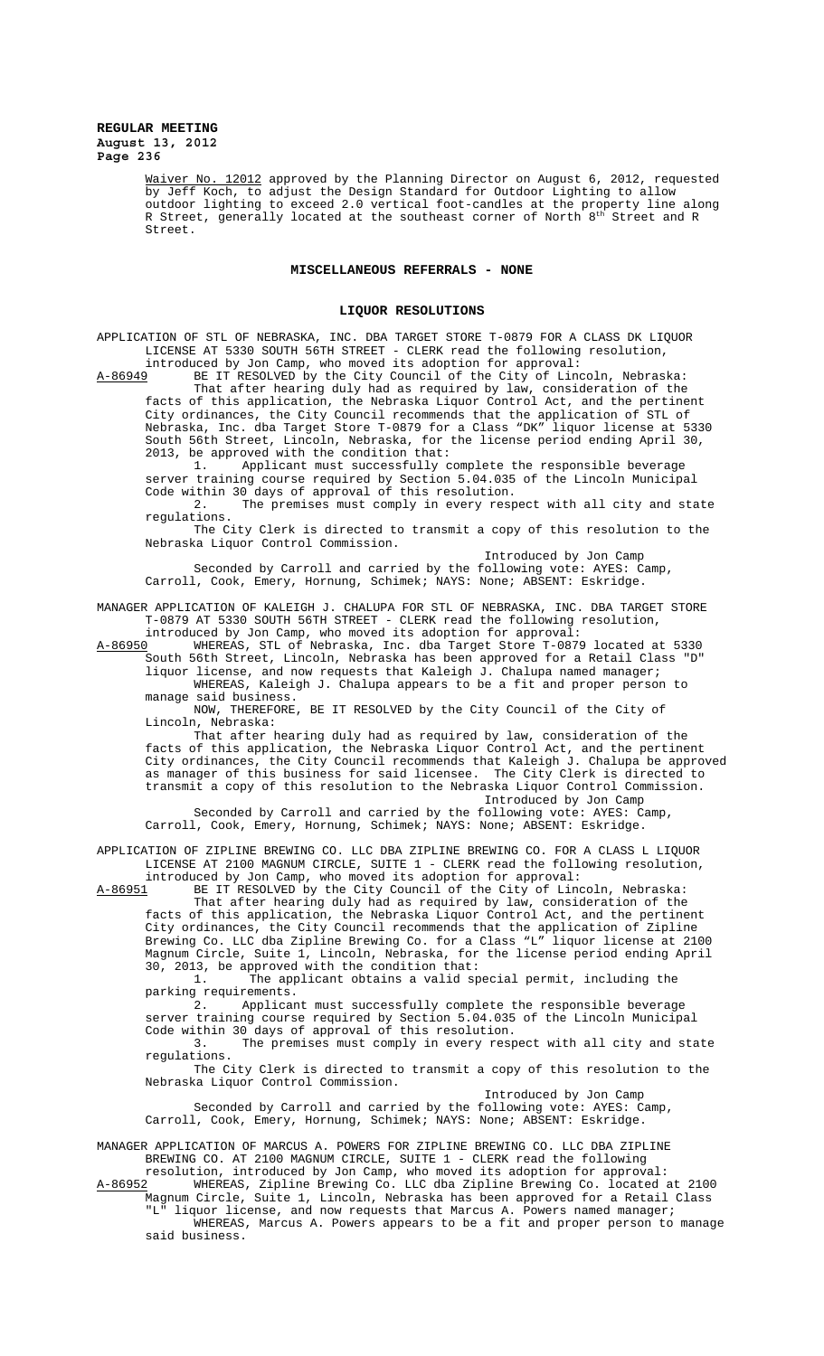Waiver No. 12012 approved by the Planning Director on August 6, 2012, requested by Jeff Koch, to adjust the Design Standard for Outdoor Lighting to allow outdoor lighting to exceed 2.0 vertical foot-candles at the property line along R Street, generally located at the southeast corner of North 8th Street and R Street.

## MISCELLANEOUS REFERRALS - NONE

## LIQUOR RESOLUTIONS

APPLICATION OF STL OF NEBRASKA, INC. DBA TARGET STORE T-0879 FOR A CLASS DK LIQUOR LICENSE AT 5330 SOUTH 56TH STREET - CLERK read the following resolution, introduced by Jon Camp, who moved its adoption for approval:

A-86949 BE IT RESOLVED by the City Council of the City of Lincoln, Nebraska:

That after hearing duly had as required by law, consideration of the facts of this application, the Nebraska Liquor Control Act, and the pertinent City ordinances, the City Council recommends that the application of STL of Nebraska, Inc. dba Target Store T-0879 for a Class "DK" liquor license at 5330 South 56th Street, Lincoln, Nebraska, for the license period ending April 30, 2013, be approved with the condition that:

1. Applicant must successfully complete the responsible beverage server training course required by Section 5.04.035 of the Lincoln Municipal Code within 30 days of approval of this resolution.
2. The premises must comply in every respect with all city and state regulations.

The City Clerk is directed to transmit a copy of this resolution to the Nebraska Liquor Control Commission.

Introduced by Jon Camp

Seconded by Carroll and carried by the following vote: AYES: Camp, Carroll, Cook, Emery, Hornung, Schimek; NAYS: None; ABSENT: Eskridge.

MANAGER APPLICATION OF KALEIGH J. CHALUPA FOR STL OF NEBRASKA, INC. DBA TARGET STORE T-0879 AT 5330 SOUTH 56TH STREET - CLERK read the following resolution, introduced by Jon Camp, who moved its adoption for approval:

A-86950 WHEREAS, STL of Nebraska, Inc. dba Target Store T-0879 located at 5330 South 56th Street, Lincoln, Nebraska has been approved for a Retail Class "D" liquor license, and now requests that Kaleigh J. Chalupa named manager;

WHEREAS, Kaleigh J. Chalupa appears to be a fit and proper person to manage said business.

NOW, THEREFORE, BE IT RESOLVED by the City Council of the City of Lincoln, Nebraska:

That after hearing duly had as required by law, consideration of the facts of this application, the Nebraska Liquor Control Act, and the pertinent City ordinances, the City Council recommends that Kaleigh J. Chalupa be approved as manager of this business for said licensee. The City Clerk is directed to transmit a copy of this resolution to the Nebraska Liquor Control Commission.

Introduced by Jon Camp

Seconded by Carroll and carried by the following vote: AYES: Camp, Carroll, Cook, Emery, Hornung, Schimek; NAYS: None; ABSENT: Eskridge.

APPLICATION OF ZIPLINE BREWING CO. LLC DBA ZIPLINE BREWING CO. FOR A CLASS L LIQUOR LICENSE AT 2100 MAGNUM CIRCLE, SUITE 1 - CLERK read the following resolution, introduced by Jon Camp, who moved its adoption for approval:

A-86951 BE IT RESOLVED by the City Council of the City of Lincoln, Nebraska:

That after hearing duly had as required by law, consideration of the facts of this application, the Nebraska Liquor Control Act, and the pertinent City ordinances, the City Council recommends that the application of Zipline Brewing Co. LLC dba Zipline Brewing Co. for a Class "L" liquor license at 2100 Magnum Circle, Suite 1, Lincoln, Nebraska, for the license period ending April 30, 2013, be approved with the condition that:

1. The applicant obtains a valid special permit, including the parking requirements.
2. Applicant must successfully complete the responsible beverage server training course required by Section 5.04.035 of the Lincoln Municipal Code within 30 days of approval of this resolution.
3. The premises must comply in every respect with all city and state regulations.

The City Clerk is directed to transmit a copy of this resolution to the Nebraska Liquor Control Commission.

Introduced by Jon Camp

Seconded by Carroll and carried by the following vote: AYES: Camp, Carroll, Cook, Emery, Hornung, Schimek; NAYS: None; ABSENT: Eskridge.

MANAGER APPLICATION OF MARCUS A. POWERS FOR ZIPLINE BREWING CO. LLC DBA ZIPLINE BREWING CO. AT 2100 MAGNUM CIRCLE, SUITE 1 - CLERK read the following resolution, introduced by Jon Camp, who moved its adoption for approval:

A-86952 WHEREAS, Zipline Brewing Co. LLC dba Zipline Brewing Co. located at 2100 Magnum Circle, Suite 1, Lincoln, Nebraska has been approved for a Retail Class "L" liquor license, and now requests that Marcus A. Powers named manager;

WHEREAS, Marcus A. Powers appears to be a fit and proper person to manage said business.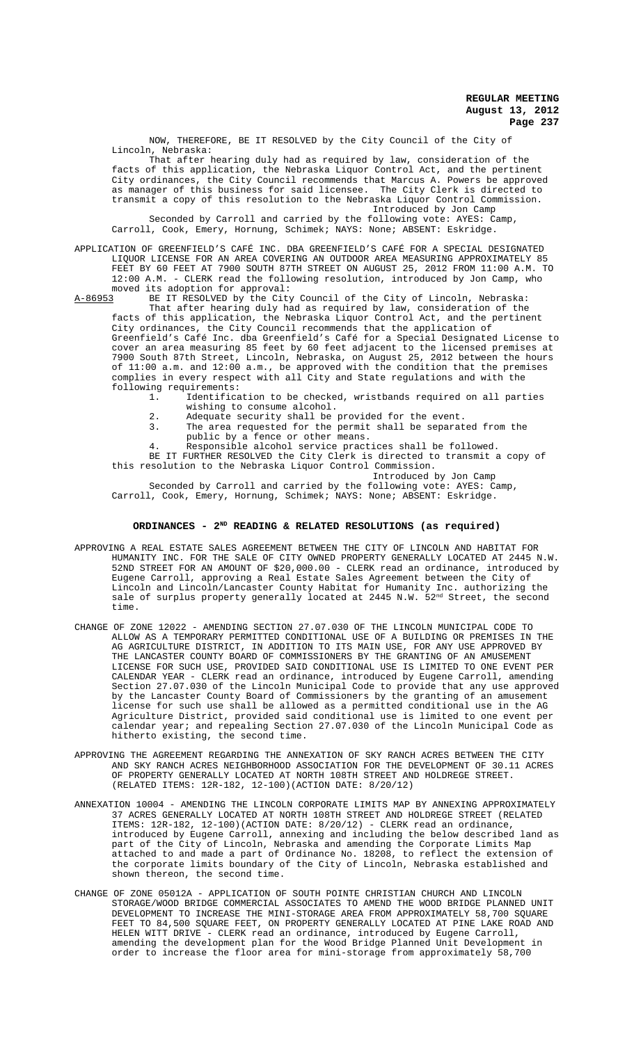NOW, THEREFORE, BE IT RESOLVED by the City Council of the City of Lincoln, Nebraska:

That after hearing duly had as required by law, consideration of the facts of this application, the Nebraska Liquor Control Act, and the pertinent City ordinances, the City Council recommends that Marcus A. Powers be approved as manager of this business for said licensee. The City Clerk is directed to transmit a copy of this resolution to the Nebraska Liquor Control Commission.

Introduced by Jon Camp

Seconded by Carroll and carried by the following vote: AYES: Camp, Carroll, Cook, Emery, Hornung, Schimek; NAYS: None; ABSENT: Eskridge.

APPLICATION OF GREENFIELD'S CAFÉ INC. DBA GREENFIELD'S CAFÉ FOR A SPECIAL DESIGNATED LIQUOR LICENSE FOR AN AREA COVERING AN OUTDOOR AREA MEASURING APPROXIMATELY 85 FEET BY 60 FEET AT 7900 SOUTH 87TH STREET ON AUGUST 25, 2012 FROM 11:00 A.M. TO 12:00 A.M. - CLERK read the following resolution, introduced by Jon Camp, who moved its adoption for approval:

A-86953 BE IT RESOLVED by the City Council of the City of Lincoln, Nebraska:

That after hearing duly had as required by law, consideration of the facts of this application, the Nebraska Liquor Control Act, and the pertinent City ordinances, the City Council recommends that the application of Greenfield's Café Inc. dba Greenfield's Café for a Special Designated License to cover an area measuring 85 feet by 60 feet adjacent to the licensed premises at 7900 South 87th Street, Lincoln, Nebraska, on August 25, 2012 between the hours of 11:00 a.m. and 12:00 a.m., be approved with the condition that the premises complies in every respect with all City and State regulations and with the following requirements:

1. Identification to be checked, wristbands required on all parties wishing to consume alcohol.
2. Adequate security shall be provided for the event.
3. The area requested for the permit shall be separated from the public by a fence or other means.
4. Responsible alcohol service practices shall be followed.

BE IT FURTHER RESOLVED the City Clerk is directed to transmit a copy of this resolution to the Nebraska Liquor Control Commission.

Introduced by Jon Camp

Seconded by Carroll and carried by the following vote: AYES: Camp, Carroll, Cook, Emery, Hornung, Schimek; NAYS: None; ABSENT: Eskridge.

## ORDINANCES - 2ND READING & RELATED RESOLUTIONS (as required)

APPROVING A REAL ESTATE SALES AGREEMENT BETWEEN THE CITY OF LINCOLN AND HABITAT FOR HUMANITY INC. FOR THE SALE OF CITY OWNED PROPERTY GENERALLY LOCATED AT 2445 N.W. 52ND STREET FOR AN AMOUNT OF $20,000.00 - CLERK read an ordinance, introduced by Eugene Carroll, approving a Real Estate Sales Agreement between the City of Lincoln and Lincoln/Lancaster County Habitat for Humanity Inc. authorizing the sale of surplus property generally located at 2445 N.W. 52nd Street, the second time.

CHANGE OF ZONE 12022 - AMENDING SECTION 27.07.030 OF THE LINCOLN MUNICIPAL CODE TO ALLOW AS A TEMPORARY PERMITTED CONDITIONAL USE OF A BUILDING OR PREMISES IN THE AG AGRICULTURE DISTRICT, IN ADDITION TO ITS MAIN USE, FOR ANY USE APPROVED BY THE LANCASTER COUNTY BOARD OF COMMISSIONERS BY THE GRANTING OF AN AMUSEMENT LICENSE FOR SUCH USE, PROVIDED SAID CONDITIONAL USE IS LIMITED TO ONE EVENT PER CALENDAR YEAR - CLERK read an ordinance, introduced by Eugene Carroll, amending Section 27.07.030 of the Lincoln Municipal Code to provide that any use approved by the Lancaster County Board of Commissioners by the granting of an amusement license for such use shall be allowed as a permitted conditional use in the AG Agriculture District, provided said conditional use is limited to one event per calendar year; and repealing Section 27.07.030 of the Lincoln Municipal Code as hitherto existing, the second time.

APPROVING THE AGREEMENT REGARDING THE ANNEXATION OF SKY RANCH ACRES BETWEEN THE CITY AND SKY RANCH ACRES NEIGHBORHOOD ASSOCIATION FOR THE DEVELOPMENT OF 30.11 ACRES OF PROPERTY GENERALLY LOCATED AT NORTH 108TH STREET AND HOLDREGE STREET. (RELATED ITEMS: 12R-182, 12-100)(ACTION DATE: 8/20/12)

ANNEXATION 10004 - AMENDING THE LINCOLN CORPORATE LIMITS MAP BY ANNEXING APPROXIMATELY 37 ACRES GENERALLY LOCATED AT NORTH 108TH STREET AND HOLDREGE STREET (RELATED ITEMS: 12R-182, 12-100)(ACTION DATE: 8/20/12) - CLERK read an ordinance, introduced by Eugene Carroll, annexing and including the below described land as part of the City of Lincoln, Nebraska and amending the Corporate Limits Map attached to and made a part of Ordinance No. 18208, to reflect the extension of the corporate limits boundary of the City of Lincoln, Nebraska established and shown thereon, the second time.

CHANGE OF ZONE 05012A - APPLICATION OF SOUTH POINTE CHRISTIAN CHURCH AND LINCOLN STORAGE/WOOD BRIDGE COMMERCIAL ASSOCIATES TO AMEND THE WOOD BRIDGE PLANNED UNIT DEVELOPMENT TO INCREASE THE MINI-STORAGE AREA FROM APPROXIMATELY 58,700 SQUARE FEET TO 84,500 SQUARE FEET, ON PROPERTY GENERALLY LOCATED AT PINE LAKE ROAD AND HELEN WITT DRIVE - CLERK read an ordinance, introduced by Eugene Carroll, amending the development plan for the Wood Bridge Planned Unit Development in order to increase the floor area for mini-storage from approximately 58,700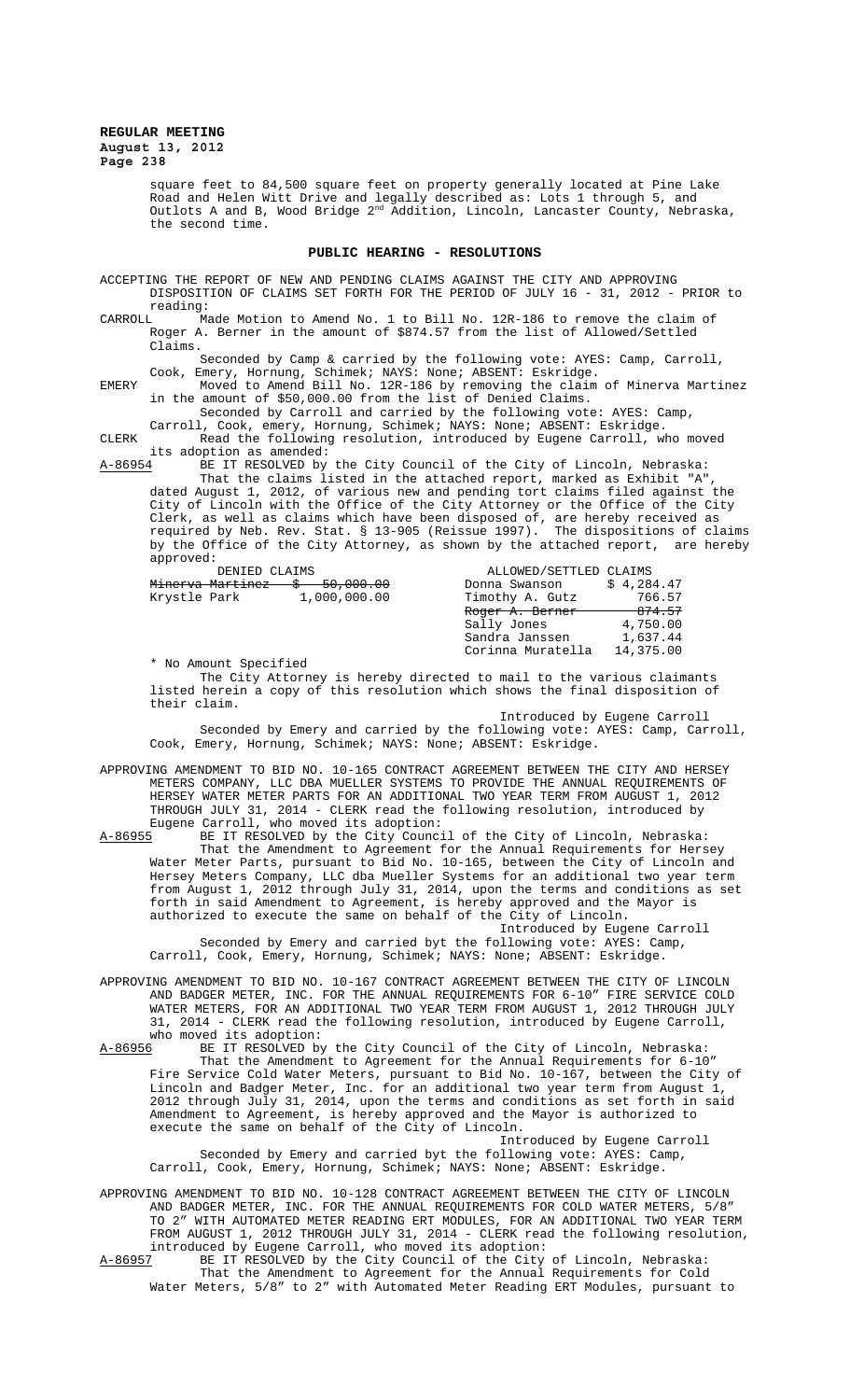square feet to 84,500 square feet on property generally located at Pine Lake Road and Helen Witt Drive and legally described as: Lots 1 through 5, and Outlots A and B, Wood Bridge 2nd Addition, Lincoln, Lancaster County, Nebraska, the second time.

## PUBLIC HEARING - RESOLUTIONS

ACCEPTING THE REPORT OF NEW AND PENDING CLAIMS AGAINST THE CITY AND APPROVING DISPOSITION OF CLAIMS SET FORTH FOR THE PERIOD OF JULY 16 - 31, 2012 - PRIOR to reading:

CARROLL Made Motion to Amend No. 1 to Bill No. 12R-186 to remove the claim of Roger A. Berner in the amount of $874.57 from the list of Allowed/Settled Claims.

Seconded by Camp & carried by the following vote: AYES: Camp, Carroll, Cook, Emery, Hornung, Schimek; NAYS: None; ABSENT: Eskridge.

EMERY Moved to Amend Bill No. 12R-186 by removing the claim of Minerva Martinez in the amount of $50,000.00 from the list of Denied Claims.

Seconded by Carroll and carried by the following vote: AYES: Camp, Carroll, Cook, emery, Hornung, Schimek; NAYS: None; ABSENT: Eskridge.

CLERK Read the following resolution, introduced by Eugene Carroll, who moved its adoption as amended:

A-86954 BE IT RESOLVED by the City Council of the City of Lincoln, Nebraska:

That the claims listed in the attached report, marked as Exhibit "A", dated August 1, 2012, of various new and pending tort claims filed against the City of Lincoln with the Office of the City Attorney or the Office of the City Clerk, as well as claims which have been disposed of, are hereby received as required by Neb. Rev. Stat. § 13-905 (Reissue 1997). The dispositions of claims by the Office of the City Attorney, as shown by the attached report, are hereby approved:

| DENIED CLAIMS | | ALLOWED/SETTLED CLAIMS | |
|---|---|---|---|
| ~~Minerva Martinez~~ | ~~$ 50,000.00~~ | Donna Swanson | $ 4,284.47 |
| Krystle Park | 1,000,000.00 | Timothy A. Gutz | 766.57 |
| | | ~~Roger A. Berner~~ | ~~874.57~~ |
| | | Sally Jones | 4,750.00 |
| | | Sandra Janssen | 1,637.44 |
| | | Corinna Muratella | 14,375.00 |

\* No Amount Specified

The City Attorney is hereby directed to mail to the various claimants listed herein a copy of this resolution which shows the final disposition of their claim.

Introduced by Eugene Carroll

Seconded by Emery and carried by the following vote: AYES: Camp, Carroll, Cook, Emery, Hornung, Schimek; NAYS: None; ABSENT: Eskridge.

APPROVING AMENDMENT TO BID NO. 10-165 CONTRACT AGREEMENT BETWEEN THE CITY AND HERSEY METERS COMPANY, LLC DBA MUELLER SYSTEMS TO PROVIDE THE ANNUAL REQUIREMENTS OF HERSEY WATER METER PARTS FOR AN ADDITIONAL TWO YEAR TERM FROM AUGUST 1, 2012 THROUGH JULY 31, 2014 - CLERK read the following resolution, introduced by Eugene Carroll, who moved its adoption:

A-86955 BE IT RESOLVED by the City Council of the City of Lincoln, Nebraska:

That the Amendment to Agreement for the Annual Requirements for Hersey Water Meter Parts, pursuant to Bid No. 10-165, between the City of Lincoln and Hersey Meters Company, LLC dba Mueller Systems for an additional two year term from August 1, 2012 through July 31, 2014, upon the terms and conditions as set forth in said Amendment to Agreement, is hereby approved and the Mayor is authorized to execute the same on behalf of the City of Lincoln.

Introduced by Eugene Carroll

Seconded by Emery and carried byt the following vote: AYES: Camp, Carroll, Cook, Emery, Hornung, Schimek; NAYS: None; ABSENT: Eskridge.

APPROVING AMENDMENT TO BID NO. 10-167 CONTRACT AGREEMENT BETWEEN THE CITY OF LINCOLN AND BADGER METER, INC. FOR THE ANNUAL REQUIREMENTS FOR 6-10" FIRE SERVICE COLD WATER METERS, FOR AN ADDITIONAL TWO YEAR TERM FROM AUGUST 1, 2012 THROUGH JULY 31, 2014 - CLERK read the following resolution, introduced by Eugene Carroll, who moved its adoption:

A-86956 BE IT RESOLVED by the City Council of the City of Lincoln, Nebraska:

That the Amendment to Agreement for the Annual Requirements for 6-10" Fire Service Cold Water Meters, pursuant to Bid No. 10-167, between the City of Lincoln and Badger Meter, Inc. for an additional two year term from August 1, 2012 through July 31, 2014, upon the terms and conditions as set forth in said Amendment to Agreement, is hereby approved and the Mayor is authorized to execute the same on behalf of the City of Lincoln.

Introduced by Eugene Carroll

Seconded by Emery and carried byt the following vote: AYES: Camp, Carroll, Cook, Emery, Hornung, Schimek; NAYS: None; ABSENT: Eskridge.

APPROVING AMENDMENT TO BID NO. 10-128 CONTRACT AGREEMENT BETWEEN THE CITY OF LINCOLN AND BADGER METER, INC. FOR THE ANNUAL REQUIREMENTS FOR COLD WATER METERS, 5/8" TO 2" WITH AUTOMATED METER READING ERT MODULES, FOR AN ADDITIONAL TWO YEAR TERM FROM AUGUST 1, 2012 THROUGH JULY 31, 2014 - CLERK read the following resolution, introduced by Eugene Carroll, who moved its adoption:

A-86957 BE IT RESOLVED by the City Council of the City of Lincoln, Nebraska:

That the Amendment to Agreement for the Annual Requirements for Cold Water Meters, 5/8" to 2" with Automated Meter Reading ERT Modules, pursuant to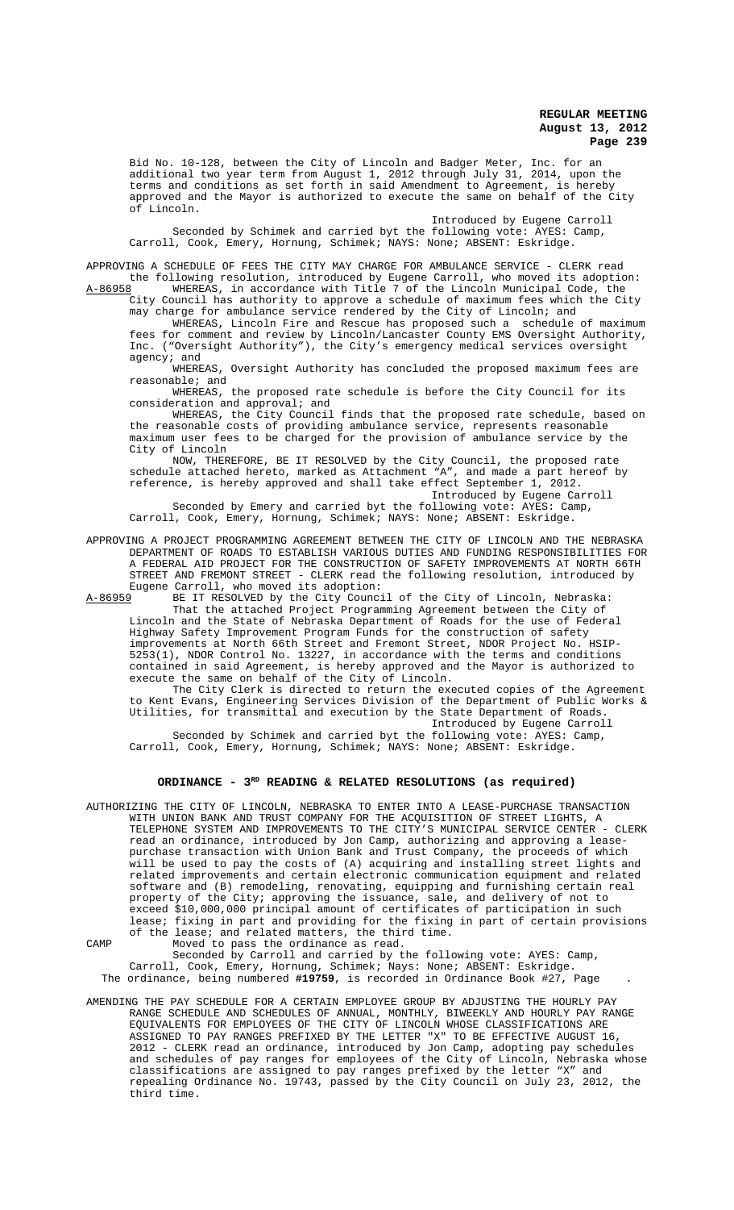Bid No. 10-128, between the City of Lincoln and Badger Meter, Inc. for an additional two year term from August 1, 2012 through July 31, 2014, upon the terms and conditions as set forth in said Amendment to Agreement, is hereby approved and the Mayor is authorized to execute the same on behalf of the City of Lincoln.

Introduced by Eugene Carroll

Seconded by Schimek and carried byt the following vote: AYES: Camp, Carroll, Cook, Emery, Hornung, Schimek; NAYS: None; ABSENT: Eskridge.

APPROVING A SCHEDULE OF FEES THE CITY MAY CHARGE FOR AMBULANCE SERVICE - CLERK read the following resolution, introduced by Eugene Carroll, who moved its adoption:

A-86958 WHEREAS, in accordance with Title 7 of the Lincoln Municipal Code, the City Council has authority to approve a schedule of maximum fees which the City may charge for ambulance service rendered by the City of Lincoln; and

WHEREAS, Lincoln Fire and Rescue has proposed such a schedule of maximum fees for comment and review by Lincoln/Lancaster County EMS Oversight Authority, Inc. ("Oversight Authority"), the City's emergency medical services oversight agency; and

WHEREAS, Oversight Authority has concluded the proposed maximum fees are reasonable; and

WHEREAS, the proposed rate schedule is before the City Council for its consideration and approval; and

WHEREAS, the City Council finds that the proposed rate schedule, based on the reasonable costs of providing ambulance service, represents reasonable maximum user fees to be charged for the provision of ambulance service by the City of Lincoln

NOW, THEREFORE, BE IT RESOLVED by the City Council, the proposed rate schedule attached hereto, marked as Attachment "A", and made a part hereof by reference, is hereby approved and shall take effect September 1, 2012.

Introduced by Eugene Carroll

Seconded by Emery and carried byt the following vote: AYES: Camp, Carroll, Cook, Emery, Hornung, Schimek; NAYS: None; ABSENT: Eskridge.

APPROVING A PROJECT PROGRAMMING AGREEMENT BETWEEN THE CITY OF LINCOLN AND THE NEBRASKA DEPARTMENT OF ROADS TO ESTABLISH VARIOUS DUTIES AND FUNDING RESPONSIBILITIES FOR A FEDERAL AID PROJECT FOR THE CONSTRUCTION OF SAFETY IMPROVEMENTS AT NORTH 66TH STREET AND FREMONT STREET - CLERK read the following resolution, introduced by Eugene Carroll, who moved its adoption:

A-86959 BE IT RESOLVED by the City Council of the City of Lincoln, Nebraska:

That the attached Project Programming Agreement between the City of Lincoln and the State of Nebraska Department of Roads for the use of Federal Highway Safety Improvement Program Funds for the construction of safety improvements at North 66th Street and Fremont Street, NDOR Project No. HSIP-5253(1), NDOR Control No. 13227, in accordance with the terms and conditions contained in said Agreement, is hereby approved and the Mayor is authorized to execute the same on behalf of the City of Lincoln.

The City Clerk is directed to return the executed copies of the Agreement to Kent Evans, Engineering Services Division of the Department of Public Works & Utilities, for transmittal and execution by the State Department of Roads.

Introduced by Eugene Carroll

Seconded by Schimek and carried byt the following vote: AYES: Camp, Carroll, Cook, Emery, Hornung, Schimek; NAYS: None; ABSENT: Eskridge.

## ORDINANCE - 3RD READING & RELATED RESOLUTIONS (as required)

AUTHORIZING THE CITY OF LINCOLN, NEBRASKA TO ENTER INTO A LEASE-PURCHASE TRANSACTION WITH UNION BANK AND TRUST COMPANY FOR THE ACQUISITION OF STREET LIGHTS, A TELEPHONE SYSTEM AND IMPROVEMENTS TO THE CITY'S MUNICIPAL SERVICE CENTER - CLERK read an ordinance, introduced by Jon Camp, authorizing and approving a lease-purchase transaction with Union Bank and Trust Company, the proceeds of which will be used to pay the costs of (A) acquiring and installing street lights and related improvements and certain electronic communication equipment and related software and (B) remodeling, renovating, equipping and furnishing certain real property of the City; approving the issuance, sale, and delivery of not to exceed $10,000,000 principal amount of certificates of participation in such lease; fixing in part and providing for the fixing in part of certain provisions of the lease; and related matters, the third time.

CAMP Moved to pass the ordinance as read.

Seconded by Carroll and carried by the following vote: AYES: Camp, Carroll, Cook, Emery, Hornung, Schimek; Nays: None; ABSENT: Eskridge.

The ordinance, being numbered **#19759**, is recorded in Ordinance Book #27, Page .

AMENDING THE PAY SCHEDULE FOR A CERTAIN EMPLOYEE GROUP BY ADJUSTING THE HOURLY PAY RANGE SCHEDULE AND SCHEDULES OF ANNUAL, MONTHLY, BIWEEKLY AND HOURLY PAY RANGE EQUIVALENTS FOR EMPLOYEES OF THE CITY OF LINCOLN WHOSE CLASSIFICATIONS ARE ASSIGNED TO PAY RANGES PREFIXED BY THE LETTER "X" TO BE EFFECTIVE AUGUST 16, 2012 - CLERK read an ordinance, introduced by Jon Camp, adopting pay schedules and schedules of pay ranges for employees of the City of Lincoln, Nebraska whose classifications are assigned to pay ranges prefixed by the letter "X" and repealing Ordinance No. 19743, passed by the City Council on July 23, 2012, the third time.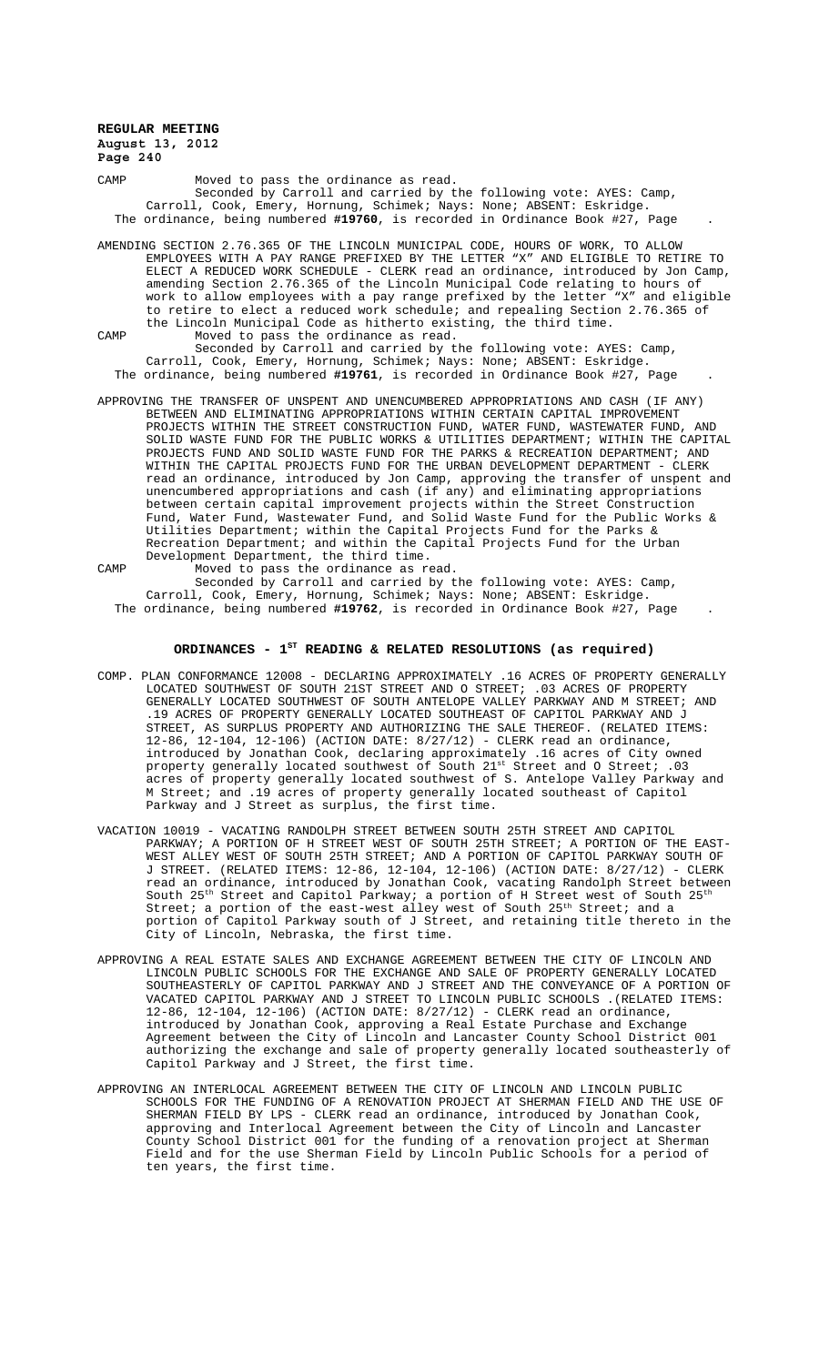CAMP Moved to pass the ordinance as read.

Seconded by Carroll and carried by the following vote: AYES: Camp, Carroll, Cook, Emery, Hornung, Schimek; Nays: None; ABSENT: Eskridge.

The ordinance, being numbered **#19760**, is recorded in Ordinance Book #27, Page .

AMENDING SECTION 2.76.365 OF THE LINCOLN MUNICIPAL CODE, HOURS OF WORK, TO ALLOW EMPLOYEES WITH A PAY RANGE PREFIXED BY THE LETTER "X" AND ELIGIBLE TO RETIRE TO ELECT A REDUCED WORK SCHEDULE - CLERK read an ordinance, introduced by Jon Camp, amending Section 2.76.365 of the Lincoln Municipal Code relating to hours of work to allow employees with a pay range prefixed by the letter "X" and eligible to retire to elect a reduced work schedule; and repealing Section 2.76.365 of the Lincoln Municipal Code as hitherto existing, the third time.

CAMP Moved to pass the ordinance as read.

Seconded by Carroll and carried by the following vote: AYES: Camp, Carroll, Cook, Emery, Hornung, Schimek; Nays: None; ABSENT: Eskridge.

The ordinance, being numbered **#19761**, is recorded in Ordinance Book #27, Page .

APPROVING THE TRANSFER OF UNSPENT AND UNENCUMBERED APPROPRIATIONS AND CASH (IF ANY) BETWEEN AND ELIMINATING APPROPRIATIONS WITHIN CERTAIN CAPITAL IMPROVEMENT PROJECTS WITHIN THE STREET CONSTRUCTION FUND, WATER FUND, WASTEWATER FUND, AND SOLID WASTE FUND FOR THE PUBLIC WORKS & UTILITIES DEPARTMENT; WITHIN THE CAPITAL PROJECTS FUND AND SOLID WASTE FUND FOR THE PARKS & RECREATION DEPARTMENT; AND WITHIN THE CAPITAL PROJECTS FUND FOR THE URBAN DEVELOPMENT DEPARTMENT - CLERK read an ordinance, introduced by Jon Camp, approving the transfer of unspent and unencumbered appropriations and cash (if any) and eliminating appropriations between certain capital improvement projects within the Street Construction Fund, Water Fund, Wastewater Fund, and Solid Waste Fund for the Public Works & Utilities Department; within the Capital Projects Fund for the Parks & Recreation Department; and within the Capital Projects Fund for the Urban Development Department, the third time.

CAMP Moved to pass the ordinance as read.

Seconded by Carroll and carried by the following vote: AYES: Camp, Carroll, Cook, Emery, Hornung, Schimek; Nays: None; ABSENT: Eskridge.

The ordinance, being numbered **#19762**, is recorded in Ordinance Book #27, Page .

## ORDINANCES - 1ST READING & RELATED RESOLUTIONS (as required)

COMP. PLAN CONFORMANCE 12008 - DECLARING APPROXIMATELY .16 ACRES OF PROPERTY GENERALLY LOCATED SOUTHWEST OF SOUTH 21ST STREET AND O STREET; .03 ACRES OF PROPERTY GENERALLY LOCATED SOUTHWEST OF SOUTH ANTELOPE VALLEY PARKWAY AND M STREET; AND .19 ACRES OF PROPERTY GENERALLY LOCATED SOUTHEAST OF CAPITOL PARKWAY AND J STREET, AS SURPLUS PROPERTY AND AUTHORIZING THE SALE THEREOF. (RELATED ITEMS: 12-86, 12-104, 12-106) (ACTION DATE: 8/27/12) - CLERK read an ordinance, introduced by Jonathan Cook, declaring approximately .16 acres of City owned property generally located southwest of South 21st Street and O Street; .03 acres of property generally located southwest of S. Antelope Valley Parkway and M Street; and .19 acres of property generally located southeast of Capitol Parkway and J Street as surplus, the first time.

VACATION 10019 - VACATING RANDOLPH STREET BETWEEN SOUTH 25TH STREET AND CAPITOL PARKWAY; A PORTION OF H STREET WEST OF SOUTH 25TH STREET; A PORTION OF THE EAST-WEST ALLEY WEST OF SOUTH 25TH STREET; AND A PORTION OF CAPITOL PARKWAY SOUTH OF J STREET. (RELATED ITEMS: 12-86, 12-104, 12-106) (ACTION DATE: 8/27/12) - CLERK read an ordinance, introduced by Jonathan Cook, vacating Randolph Street between South 25th Street and Capitol Parkway; a portion of H Street west of South 25th Street; a portion of the east-west alley west of South 25th Street; and a portion of Capitol Parkway south of J Street, and retaining title thereto in the City of Lincoln, Nebraska, the first time.

APPROVING A REAL ESTATE SALES AND EXCHANGE AGREEMENT BETWEEN THE CITY OF LINCOLN AND LINCOLN PUBLIC SCHOOLS FOR THE EXCHANGE AND SALE OF PROPERTY GENERALLY LOCATED SOUTHEASTERLY OF CAPITOL PARKWAY AND J STREET AND THE CONVEYANCE OF A PORTION OF VACATED CAPITOL PARKWAY AND J STREET TO LINCOLN PUBLIC SCHOOLS .(RELATED ITEMS: 12-86, 12-104, 12-106) (ACTION DATE: 8/27/12) - CLERK read an ordinance, introduced by Jonathan Cook, approving a Real Estate Purchase and Exchange Agreement between the City of Lincoln and Lancaster County School District 001 authorizing the exchange and sale of property generally located southeasterly of Capitol Parkway and J Street, the first time.

APPROVING AN INTERLOCAL AGREEMENT BETWEEN THE CITY OF LINCOLN AND LINCOLN PUBLIC SCHOOLS FOR THE FUNDING OF A RENOVATION PROJECT AT SHERMAN FIELD AND THE USE OF SHERMAN FIELD BY LPS - CLERK read an ordinance, introduced by Jonathan Cook, approving and Interlocal Agreement between the City of Lincoln and Lancaster County School District 001 for the funding of a renovation project at Sherman Field and for the use Sherman Field by Lincoln Public Schools for a period of ten years, the first time.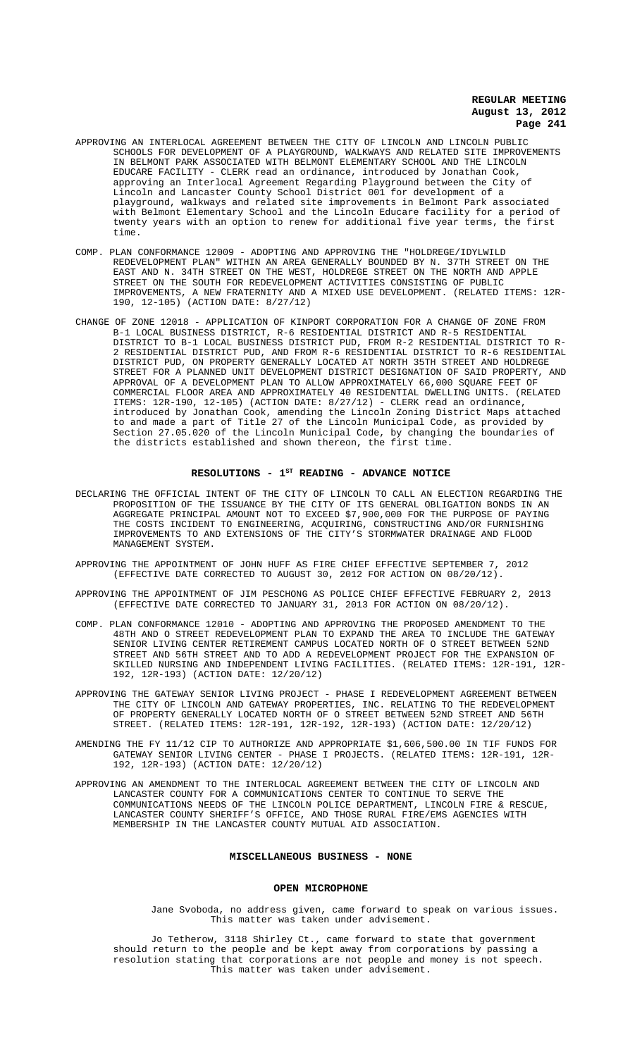APPROVING AN INTERLOCAL AGREEMENT BETWEEN THE CITY OF LINCOLN AND LINCOLN PUBLIC SCHOOLS FOR DEVELOPMENT OF A PLAYGROUND, WALKWAYS AND RELATED SITE IMPROVEMENTS IN BELMONT PARK ASSOCIATED WITH BELMONT ELEMENTARY SCHOOL AND THE LINCOLN EDUCARE FACILITY - CLERK read an ordinance, introduced by Jonathan Cook, approving an Interlocal Agreement Regarding Playground between the City of Lincoln and Lancaster County School District 001 for development of a playground, walkways and related site improvements in Belmont Park associated with Belmont Elementary School and the Lincoln Educare facility for a period of twenty years with an option to renew for additional five year terms, the first time.

COMP. PLAN CONFORMANCE 12009 - ADOPTING AND APPROVING THE "HOLDREGE/IDYLWILD REDEVELOPMENT PLAN" WITHIN AN AREA GENERALLY BOUNDED BY N. 37TH STREET ON THE EAST AND N. 34TH STREET ON THE WEST, HOLDREGE STREET ON THE NORTH AND APPLE STREET ON THE SOUTH FOR REDEVELOPMENT ACTIVITIES CONSISTING OF PUBLIC IMPROVEMENTS, A NEW FRATERNITY AND A MIXED USE DEVELOPMENT. (RELATED ITEMS: 12R-190, 12-105) (ACTION DATE: 8/27/12)

CHANGE OF ZONE 12018 - APPLICATION OF KINPORT CORPORATION FOR A CHANGE OF ZONE FROM B-1 LOCAL BUSINESS DISTRICT, R-6 RESIDENTIAL DISTRICT AND R-5 RESIDENTIAL DISTRICT TO B-1 LOCAL BUSINESS DISTRICT PUD, FROM R-2 RESIDENTIAL DISTRICT TO R-2 RESIDENTIAL DISTRICT PUD, AND FROM R-6 RESIDENTIAL DISTRICT TO R-6 RESIDENTIAL DISTRICT PUD, ON PROPERTY GENERALLY LOCATED AT NORTH 35TH STREET AND HOLDREGE STREET FOR A PLANNED UNIT DEVELOPMENT DISTRICT DESIGNATION OF SAID PROPERTY, AND APPROVAL OF A DEVELOPMENT PLAN TO ALLOW APPROXIMATELY 66,000 SQUARE FEET OF COMMERCIAL FLOOR AREA AND APPROXIMATELY 40 RESIDENTIAL DWELLING UNITS. (RELATED ITEMS: 12R-190, 12-105) (ACTION DATE: 8/27/12) - CLERK read an ordinance, introduced by Jonathan Cook, amending the Lincoln Zoning District Maps attached to and made a part of Title 27 of the Lincoln Municipal Code, as provided by Section 27.05.020 of the Lincoln Municipal Code, by changing the boundaries of the districts established and shown thereon, the first time.

## RESOLUTIONS - 1ST READING - ADVANCE NOTICE

DECLARING THE OFFICIAL INTENT OF THE CITY OF LINCOLN TO CALL AN ELECTION REGARDING THE PROPOSITION OF THE ISSUANCE BY THE CITY OF ITS GENERAL OBLIGATION BONDS IN AN AGGREGATE PRINCIPAL AMOUNT NOT TO EXCEED $7,900,000 FOR THE PURPOSE OF PAYING THE COSTS INCIDENT TO ENGINEERING, ACQUIRING, CONSTRUCTING AND/OR FURNISHING IMPROVEMENTS TO AND EXTENSIONS OF THE CITY'S STORMWATER DRAINAGE AND FLOOD MANAGEMENT SYSTEM.

APPROVING THE APPOINTMENT OF JOHN HUFF AS FIRE CHIEF EFFECTIVE SEPTEMBER 7, 2012 (EFFECTIVE DATE CORRECTED TO AUGUST 30, 2012 FOR ACTION ON 08/20/12).

APPROVING THE APPOINTMENT OF JIM PESCHONG AS POLICE CHIEF EFFECTIVE FEBRUARY 2, 2013 (EFFECTIVE DATE CORRECTED TO JANUARY 31, 2013 FOR ACTION ON 08/20/12).

COMP. PLAN CONFORMANCE 12010 - ADOPTING AND APPROVING THE PROPOSED AMENDMENT TO THE 48TH AND O STREET REDEVELOPMENT PLAN TO EXPAND THE AREA TO INCLUDE THE GATEWAY SENIOR LIVING CENTER RETIREMENT CAMPUS LOCATED NORTH OF O STREET BETWEEN 52ND STREET AND 56TH STREET AND TO ADD A REDEVELOPMENT PROJECT FOR THE EXPANSION OF SKILLED NURSING AND INDEPENDENT LIVING FACILITIES. (RELATED ITEMS: 12R-191, 12R-192, 12R-193) (ACTION DATE: 12/20/12)

APPROVING THE GATEWAY SENIOR LIVING PROJECT - PHASE I REDEVELOPMENT AGREEMENT BETWEEN THE CITY OF LINCOLN AND GATEWAY PROPERTIES, INC. RELATING TO THE REDEVELOPMENT OF PROPERTY GENERALLY LOCATED NORTH OF O STREET BETWEEN 52ND STREET AND 56TH STREET. (RELATED ITEMS: 12R-191, 12R-192, 12R-193) (ACTION DATE: 12/20/12)

AMENDING THE FY 11/12 CIP TO AUTHORIZE AND APPROPRIATE $1,606,500.00 IN TIF FUNDS FOR GATEWAY SENIOR LIVING CENTER - PHASE I PROJECTS. (RELATED ITEMS: 12R-191, 12R-192, 12R-193) (ACTION DATE: 12/20/12)

APPROVING AN AMENDMENT TO THE INTERLOCAL AGREEMENT BETWEEN THE CITY OF LINCOLN AND LANCASTER COUNTY FOR A COMMUNICATIONS CENTER TO CONTINUE TO SERVE THE COMMUNICATIONS NEEDS OF THE LINCOLN POLICE DEPARTMENT, LINCOLN FIRE & RESCUE, LANCASTER COUNTY SHERIFF'S OFFICE, AND THOSE RURAL FIRE/EMS AGENCIES WITH MEMBERSHIP IN THE LANCASTER COUNTY MUTUAL AID ASSOCIATION.

## MISCELLANEOUS BUSINESS - NONE

## OPEN MICROPHONE

Jane Svoboda, no address given, came forward to speak on various issues. This matter was taken under advisement.

Jo Tetherow, 3118 Shirley Ct., came forward to state that government should return to the people and be kept away from corporations by passing a resolution stating that corporations are not people and money is not speech. This matter was taken under advisement.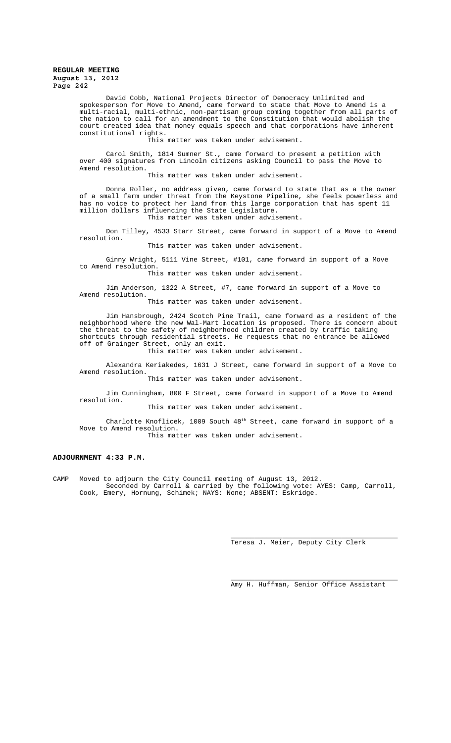David Cobb, National Projects Director of Democracy Unlimited and spokesperson for Move to Amend, came forward to state that Move to Amend is a multi-racial, multi-ethnic, non-partisan group coming together from all parts of the nation to call for an amendment to the Constitution that would abolish the court created idea that money equals speech and that corporations have inherent constitutional rights.

This matter was taken under advisement.

Carol Smith, 1814 Sumner St., came forward to present a petition with over 400 signatures from Lincoln citizens asking Council to pass the Move to Amend resolution.

This matter was taken under advisement.

Donna Roller, no address given, came forward to state that as a the owner of a small farm under threat from the Keystone Pipeline, she feels powerless and has no voice to protect her land from this large corporation that has spent 11 million dollars influencing the State Legislature.

This matter was taken under advisement.

Don Tilley, 4533 Starr Street, came forward in support of a Move to Amend resolution.

This matter was taken under advisement.

Ginny Wright, 5111 Vine Street, #101, came forward in support of a Move to Amend resolution.

This matter was taken under advisement.

Jim Anderson, 1322 A Street, #7, came forward in support of a Move to Amend resolution.

This matter was taken under advisement.

Jim Hansbrough, 2424 Scotch Pine Trail, came forward as a resident of the neighborhood where the new Wal-Mart location is proposed. There is concern about the threat to the safety of neighborhood children created by traffic taking shortcuts through residential streets. He requests that no entrance be allowed off of Grainger Street, only an exit.

This matter was taken under advisement.

Alexandra Keriakedes, 1631 J Street, came forward in support of a Move to Amend resolution.

This matter was taken under advisement.

Jim Cunningham, 800 F Street, came forward in support of a Move to Amend resolution.

This matter was taken under advisement.

Charlotte Knoflicek, 1009 South 48th Street, came forward in support of a Move to Amend resolution.

This matter was taken under advisement.

**ADJOURNMENT 4:33 P.M.**

CAMP Moved to adjourn the City Council meeting of August 13, 2012.
Seconded by Carroll & carried by the following vote: AYES: Camp, Carroll, Cook, Emery, Hornung, Schimek; NAYS: None; ABSENT: Eskridge.

\_\_\_\_\_\_\_\_\_\_\_\_\_\_\_\_\_\_\_\_\_\_\_\_\_\_\_\_\_\_\_\_\_\_\_\_\_\_\_\_
Teresa J. Meier, Deputy City Clerk

\_\_\_\_\_\_\_\_\_\_\_\_\_\_\_\_\_\_\_\_\_\_\_\_\_\_\_\_\_\_\_\_\_\_\_\_\_\_\_\_
Amy H. Huffman, Senior Office Assistant